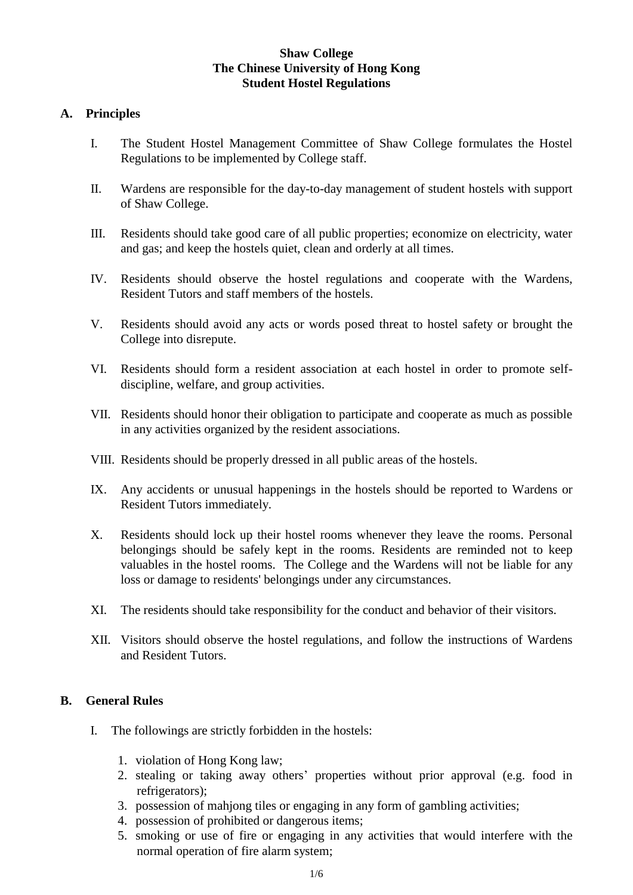**Shaw College**
**The Chinese University of Hong Kong**
**Student Hostel Regulations**

## A. Principles

I. The Student Hostel Management Committee of Shaw College formulates the Hostel Regulations to be implemented by College staff.

II. Wardens are responsible for the day-to-day management of student hostels with support of Shaw College.

III. Residents should take good care of all public properties; economize on electricity, water and gas; and keep the hostels quiet, clean and orderly at all times.

IV. Residents should observe the hostel regulations and cooperate with the Wardens, Resident Tutors and staff members of the hostels.

V. Residents should avoid any acts or words posed threat to hostel safety or brought the College into disrepute.

VI. Residents should form a resident association at each hostel in order to promote self-discipline, welfare, and group activities.

VII. Residents should honor their obligation to participate and cooperate as much as possible in any activities organized by the resident associations.

VIII. Residents should be properly dressed in all public areas of the hostels.

IX. Any accidents or unusual happenings in the hostels should be reported to Wardens or Resident Tutors immediately.

X. Residents should lock up their hostel rooms whenever they leave the rooms. Personal belongings should be safely kept in the rooms. Residents are reminded not to keep valuables in the hostel rooms. The College and the Wardens will not be liable for any loss or damage to residents' belongings under any circumstances.

XI. The residents should take responsibility for the conduct and behavior of their visitors.

XII. Visitors should observe the hostel regulations, and follow the instructions of Wardens and Resident Tutors.

## B. General Rules

I. The followings are strictly forbidden in the hostels:

1. violation of Hong Kong law;
2. stealing or taking away others' properties without prior approval (e.g. food in refrigerators);
3. possession of mahjong tiles or engaging in any form of gambling activities;
4. possession of prohibited or dangerous items;
5. smoking or use of fire or engaging in any activities that would interfere with the normal operation of fire alarm system;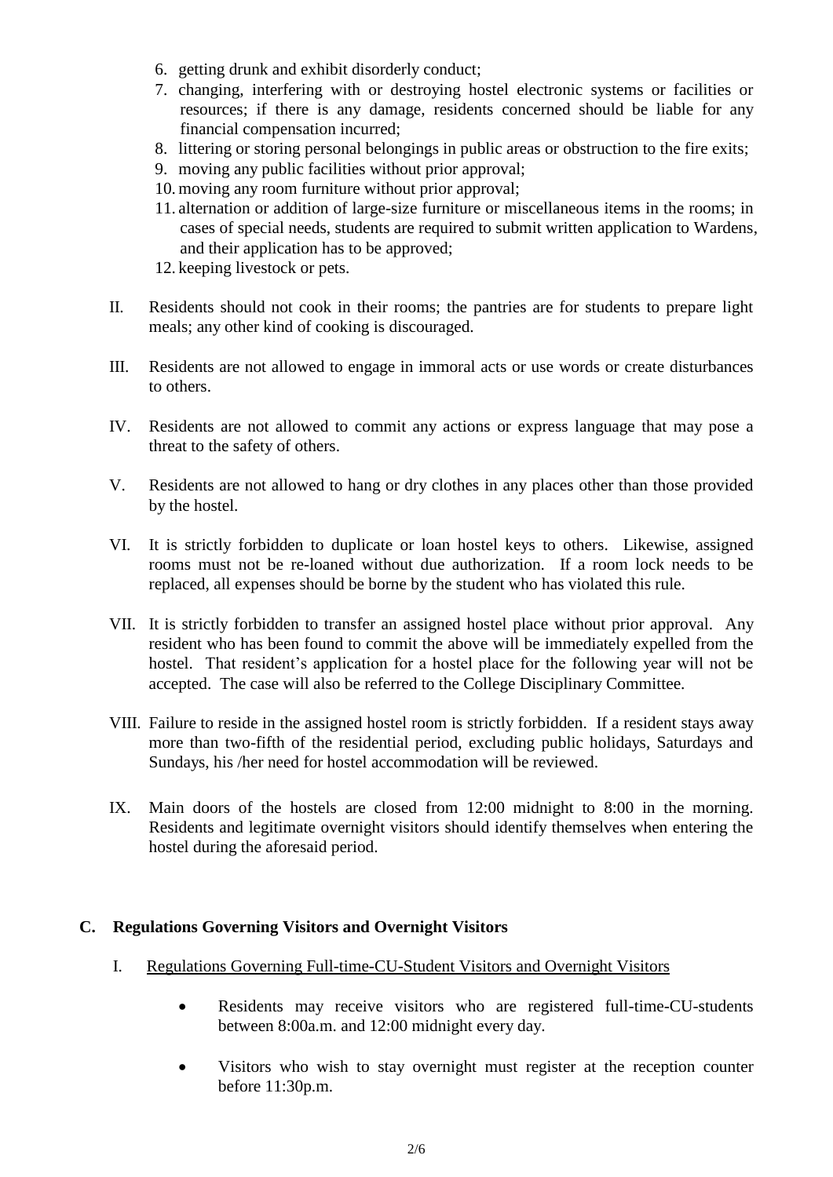6. getting drunk and exhibit disorderly conduct;
7. changing, interfering with or destroying hostel electronic systems or facilities or resources; if there is any damage, residents concerned should be liable for any financial compensation incurred;
8. littering or storing personal belongings in public areas or obstruction to the fire exits;
9. moving any public facilities without prior approval;
10. moving any room furniture without prior approval;
11. alternation or addition of large-size furniture or miscellaneous items in the rooms; in cases of special needs, students are required to submit written application to Wardens, and their application has to be approved;
12. keeping livestock or pets.

II. Residents should not cook in their rooms; the pantries are for students to prepare light meals; any other kind of cooking is discouraged.

III. Residents are not allowed to engage in immoral acts or use words or create disturbances to others.

IV. Residents are not allowed to commit any actions or express language that may pose a threat to the safety of others.

V. Residents are not allowed to hang or dry clothes in any places other than those provided by the hostel.

VI. It is strictly forbidden to duplicate or loan hostel keys to others. Likewise, assigned rooms must not be re-loaned without due authorization. If a room lock needs to be replaced, all expenses should be borne by the student who has violated this rule.

VII. It is strictly forbidden to transfer an assigned hostel place without prior approval. Any resident who has been found to commit the above will be immediately expelled from the hostel. That resident's application for a hostel place for the following year will not be accepted. The case will also be referred to the College Disciplinary Committee.

VIII. Failure to reside in the assigned hostel room is strictly forbidden. If a resident stays away more than two-fifth of the residential period, excluding public holidays, Saturdays and Sundays, his /her need for hostel accommodation will be reviewed.

IX. Main doors of the hostels are closed from 12:00 midnight to 8:00 in the morning. Residents and legitimate overnight visitors should identify themselves when entering the hostel during the aforesaid period.

## C. Regulations Governing Visitors and Overnight Visitors

### I. Regulations Governing Full-time-CU-Student Visitors and Overnight Visitors

- Residents may receive visitors who are registered full-time-CU-students between 8:00a.m. and 12:00 midnight every day.
- Visitors who wish to stay overnight must register at the reception counter before 11:30p.m.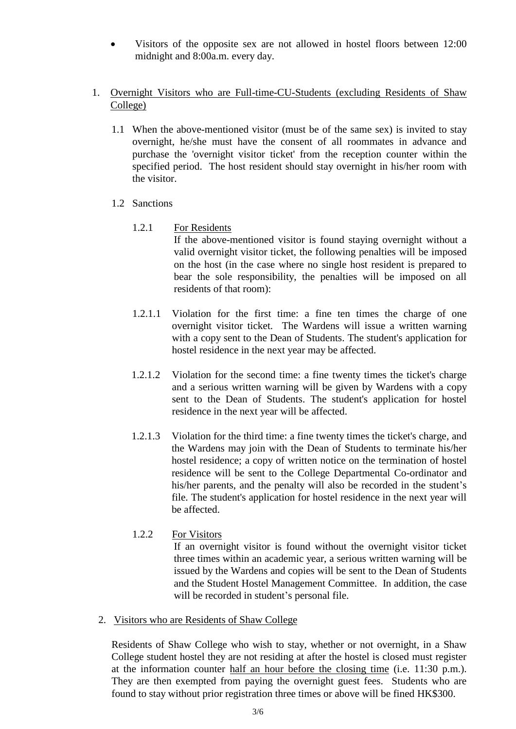- Visitors of the opposite sex are not allowed in hostel floors between 12:00 midnight and 8:00a.m. every day.

1. <u>Overnight Visitors who are Full-time-CU-Students (excluding Residents of Shaw College)</u>

   1.1 When the above-mentioned visitor (must be of the same sex) is invited to stay overnight, he/she must have the consent of all roommates in advance and purchase the 'overnight visitor ticket' from the reception counter within the specified period. The host resident should stay overnight in his/her room with the visitor.

   1.2 Sanctions

   1.2.1 <u>For Residents</u>

   If the above-mentioned visitor is found staying overnight without a valid overnight visitor ticket, the following penalties will be imposed on the host (in the case where no single host resident is prepared to bear the sole responsibility, the penalties will be imposed on all residents of that room):

   1.2.1.1 Violation for the first time: a fine ten times the charge of one overnight visitor ticket. The Wardens will issue a written warning with a copy sent to the Dean of Students. The student's application for hostel residence in the next year may be affected.

   1.2.1.2 Violation for the second time: a fine twenty times the ticket's charge and a serious written warning will be given by Wardens with a copy sent to the Dean of Students. The student's application for hostel residence in the next year will be affected.

   1.2.1.3 Violation for the third time: a fine twenty times the ticket's charge, and the Wardens may join with the Dean of Students to terminate his/her hostel residence; a copy of written notice on the termination of hostel residence will be sent to the College Departmental Co-ordinator and his/her parents, and the penalty will also be recorded in the student's file. The student's application for hostel residence in the next year will be affected.

   1.2.2 <u>For Visitors</u>

   If an overnight visitor is found without the overnight visitor ticket three times within an academic year, a serious written warning will be issued by the Wardens and copies will be sent to the Dean of Students and the Student Hostel Management Committee. In addition, the case will be recorded in student's personal file.

2. <u>Visitors who are Residents of Shaw College</u>

   Residents of Shaw College who wish to stay, whether or not overnight, in a Shaw College student hostel they are not residing at after the hostel is closed must register at the information counter <u>half an hour before the closing time</u> (i.e. 11:30 p.m.). They are then exempted from paying the overnight guest fees. Students who are found to stay without prior registration three times or above will be fined HK$300.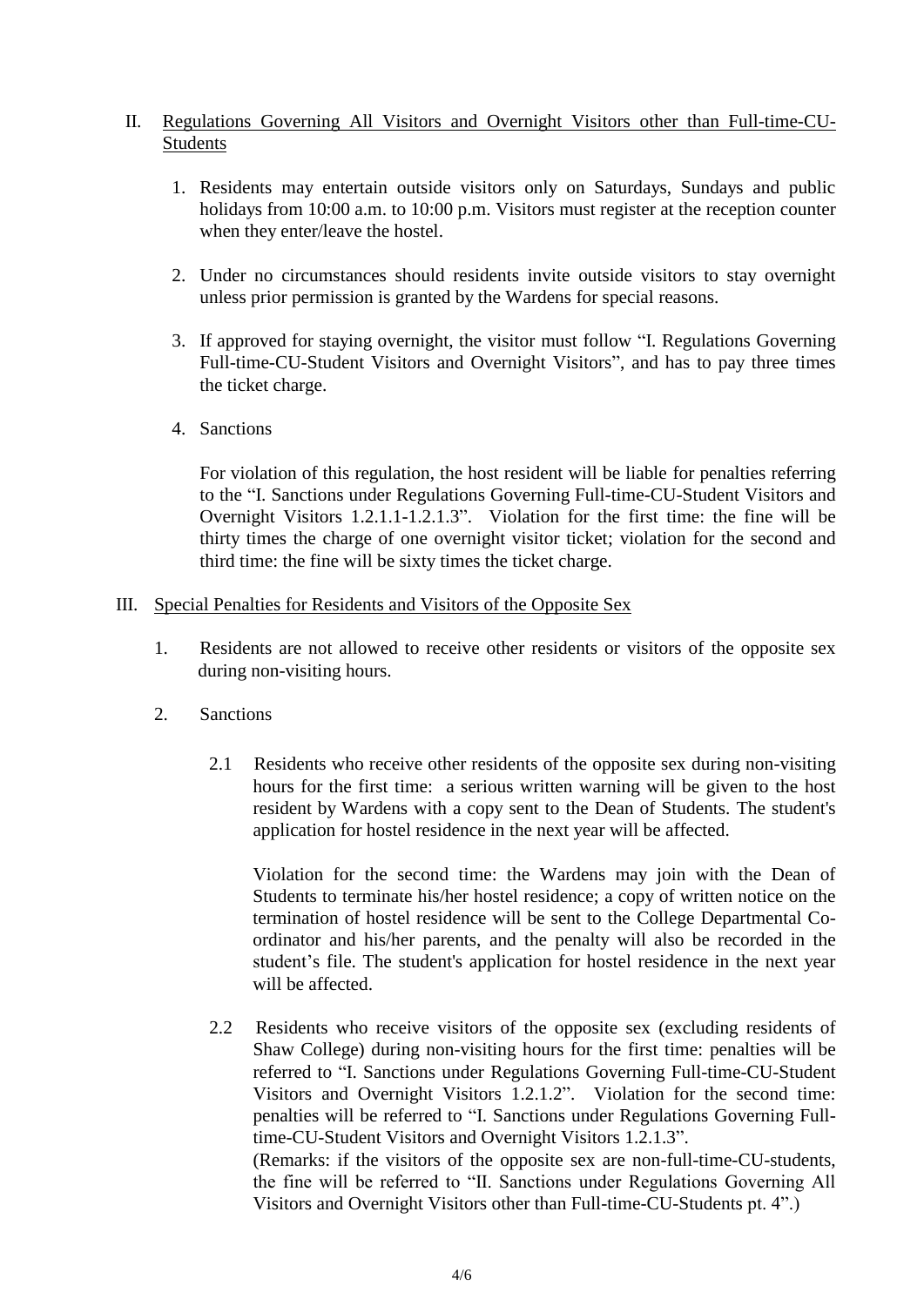## II. Regulations Governing All Visitors and Overnight Visitors other than Full-time-CU-Students

1. Residents may entertain outside visitors only on Saturdays, Sundays and public holidays from 10:00 a.m. to 10:00 p.m. Visitors must register at the reception counter when they enter/leave the hostel.

2. Under no circumstances should residents invite outside visitors to stay overnight unless prior permission is granted by the Wardens for special reasons.

3. If approved for staying overnight, the visitor must follow "I. Regulations Governing Full-time-CU-Student Visitors and Overnight Visitors", and has to pay three times the ticket charge.

4. Sanctions

   For violation of this regulation, the host resident will be liable for penalties referring to the "I. Sanctions under Regulations Governing Full-time-CU-Student Visitors and Overnight Visitors 1.2.1.1-1.2.1.3". Violation for the first time: the fine will be thirty times the charge of one overnight visitor ticket; violation for the second and third time: the fine will be sixty times the ticket charge.

## III. Special Penalties for Residents and Visitors of the Opposite Sex

1. Residents are not allowed to receive other residents or visitors of the opposite sex during non-visiting hours.

2. Sanctions

   2.1 Residents who receive other residents of the opposite sex during non-visiting hours for the first time: a serious written warning will be given to the host resident by Wardens with a copy sent to the Dean of Students. The student's application for hostel residence in the next year will be affected.

   Violation for the second time: the Wardens may join with the Dean of Students to terminate his/her hostel residence; a copy of written notice on the termination of hostel residence will be sent to the College Departmental Co-ordinator and his/her parents, and the penalty will also be recorded in the student's file. The student's application for hostel residence in the next year will be affected.

   2.2 Residents who receive visitors of the opposite sex (excluding residents of Shaw College) during non-visiting hours for the first time: penalties will be referred to "I. Sanctions under Regulations Governing Full-time-CU-Student Visitors and Overnight Visitors 1.2.1.2". Violation for the second time: penalties will be referred to "I. Sanctions under Regulations Governing Full-time-CU-Student Visitors and Overnight Visitors 1.2.1.3".
   (Remarks: if the visitors of the opposite sex are non-full-time-CU-students, the fine will be referred to "II. Sanctions under Regulations Governing All Visitors and Overnight Visitors other than Full-time-CU-Students pt. 4".)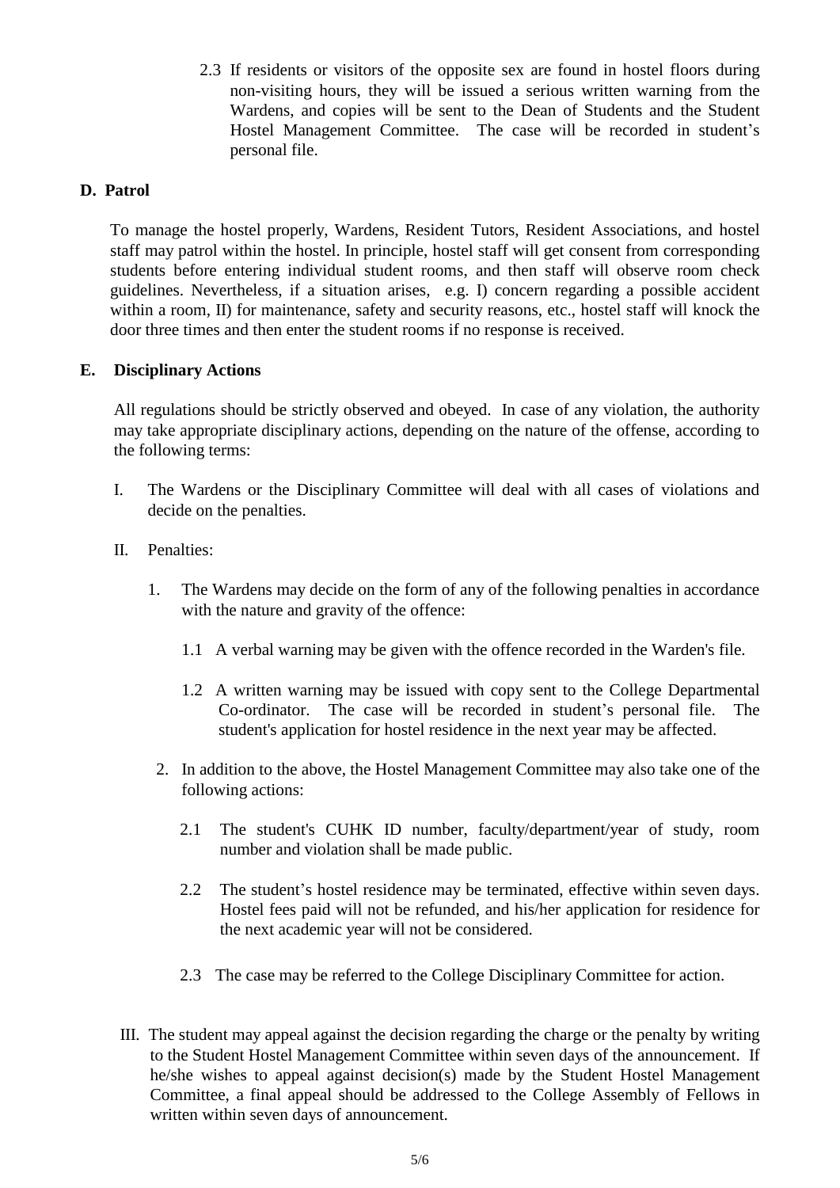2.3 If residents or visitors of the opposite sex are found in hostel floors during non-visiting hours, they will be issued a serious written warning from the Wardens, and copies will be sent to the Dean of Students and the Student Hostel Management Committee. The case will be recorded in student's personal file.

## D. Patrol

To manage the hostel properly, Wardens, Resident Tutors, Resident Associations, and hostel staff may patrol within the hostel. In principle, hostel staff will get consent from corresponding students before entering individual student rooms, and then staff will observe room check guidelines. Nevertheless, if a situation arises, e.g. I) concern regarding a possible accident within a room, II) for maintenance, safety and security reasons, etc., hostel staff will knock the door three times and then enter the student rooms if no response is received.

## E. Disciplinary Actions

All regulations should be strictly observed and obeyed. In case of any violation, the authority may take appropriate disciplinary actions, depending on the nature of the offense, according to the following terms:

I. The Wardens or the Disciplinary Committee will deal with all cases of violations and decide on the penalties.

II. Penalties:

1. The Wardens may decide on the form of any of the following penalties in accordance with the nature and gravity of the offence:

   1.1 A verbal warning may be given with the offence recorded in the Warden's file.

   1.2 A written warning may be issued with copy sent to the College Departmental Co-ordinator. The case will be recorded in student's personal file. The student's application for hostel residence in the next year may be affected.

2. In addition to the above, the Hostel Management Committee may also take one of the following actions:

   2.1 The student's CUHK ID number, faculty/department/year of study, room number and violation shall be made public.

   2.2 The student's hostel residence may be terminated, effective within seven days. Hostel fees paid will not be refunded, and his/her application for residence for the next academic year will not be considered.

   2.3 The case may be referred to the College Disciplinary Committee for action.

III. The student may appeal against the decision regarding the charge or the penalty by writing to the Student Hostel Management Committee within seven days of the announcement. If he/she wishes to appeal against decision(s) made by the Student Hostel Management Committee, a final appeal should be addressed to the College Assembly of Fellows in written within seven days of announcement.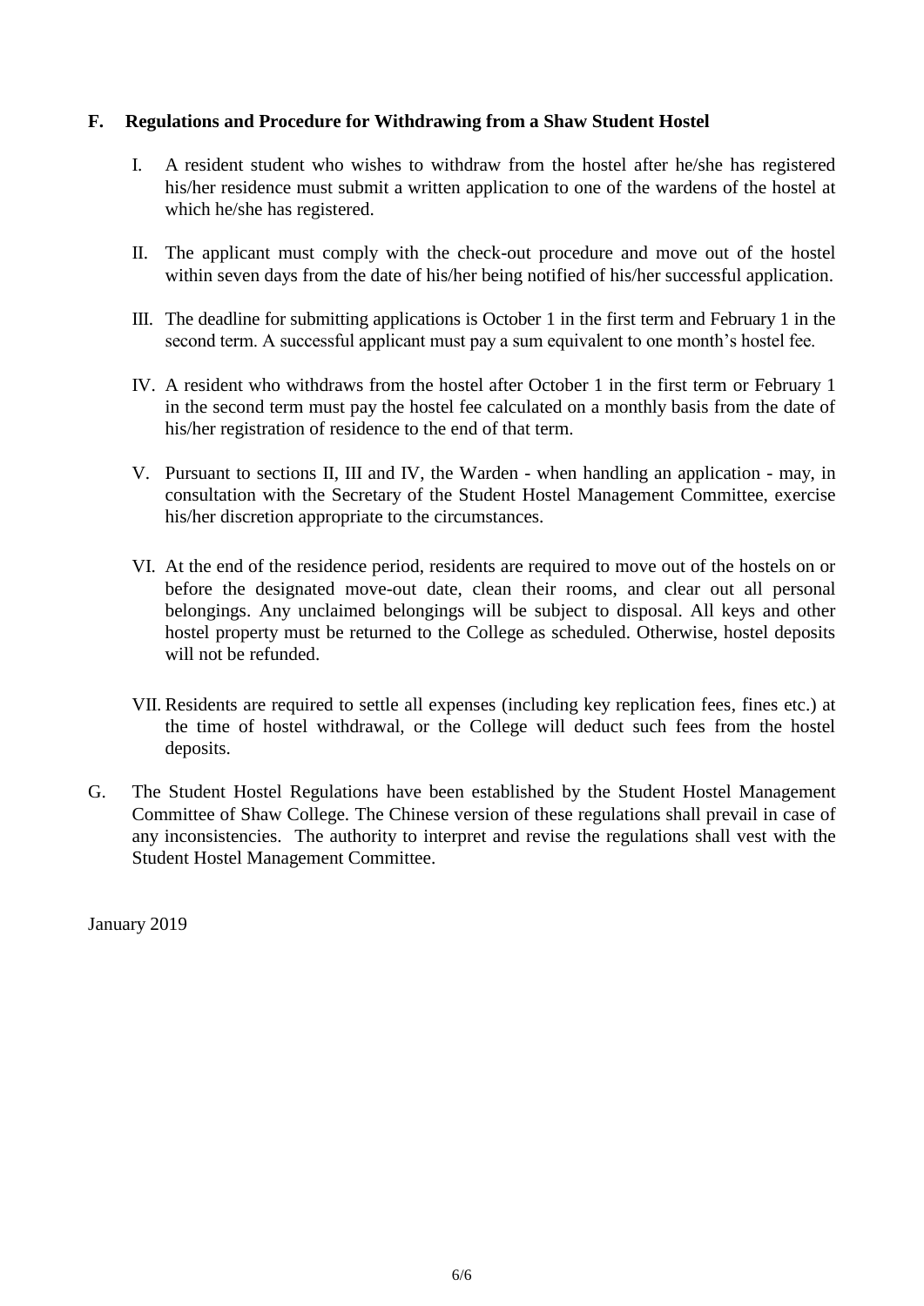## F. Regulations and Procedure for Withdrawing from a Shaw Student Hostel

I. A resident student who wishes to withdraw from the hostel after he/she has registered his/her residence must submit a written application to one of the wardens of the hostel at which he/she has registered.

II. The applicant must comply with the check-out procedure and move out of the hostel within seven days from the date of his/her being notified of his/her successful application.

III. The deadline for submitting applications is October 1 in the first term and February 1 in the second term. A successful applicant must pay a sum equivalent to one month's hostel fee.

IV. A resident who withdraws from the hostel after October 1 in the first term or February 1 in the second term must pay the hostel fee calculated on a monthly basis from the date of his/her registration of residence to the end of that term.

V. Pursuant to sections II, III and IV, the Warden - when handling an application - may, in consultation with the Secretary of the Student Hostel Management Committee, exercise his/her discretion appropriate to the circumstances.

VI. At the end of the residence period, residents are required to move out of the hostels on or before the designated move-out date, clean their rooms, and clear out all personal belongings. Any unclaimed belongings will be subject to disposal. All keys and other hostel property must be returned to the College as scheduled. Otherwise, hostel deposits will not be refunded.

VII. Residents are required to settle all expenses (including key replication fees, fines etc.) at the time of hostel withdrawal, or the College will deduct such fees from the hostel deposits.

G. The Student Hostel Regulations have been established by the Student Hostel Management Committee of Shaw College. The Chinese version of these regulations shall prevail in case of any inconsistencies. The authority to interpret and revise the regulations shall vest with the Student Hostel Management Committee.

January 2019